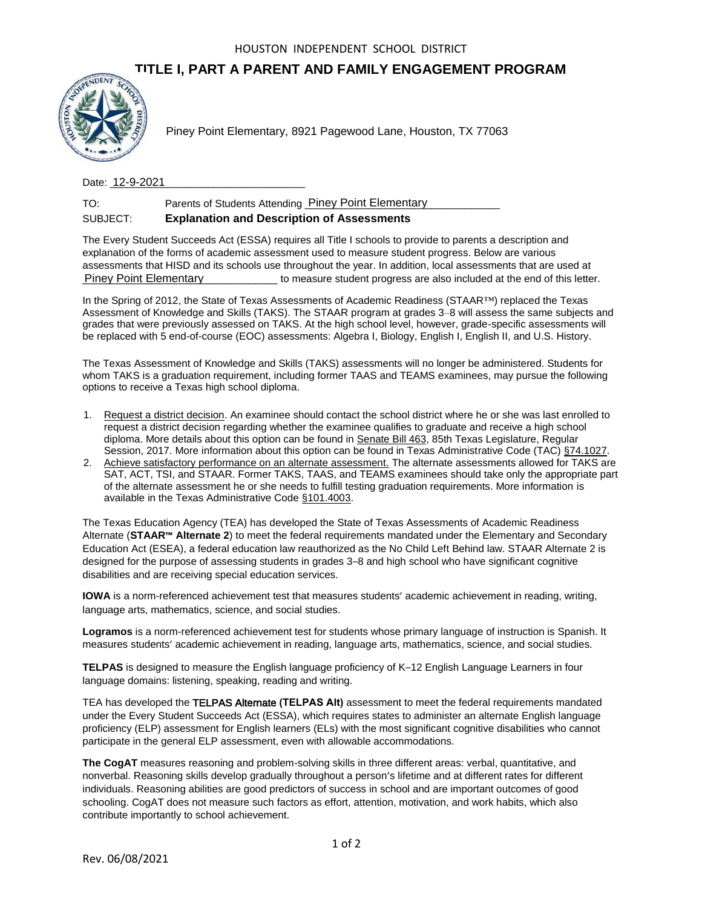HOUSTON INDEPENDENT SCHOOL DISTRICT

# TITLE I, PART A PARENT AND FAMILY ENGAGEMENT PROGRAM

Piney Point Elementary, 8921 Pagewood Lane, Houston, TX 77063

Date: 12-9-2021

TO: Parents of Students Attending Piney Point Elementary

SUBJECT: **Explanation and Description of Assessments**

The Every Student Succeeds Act (ESSA) requires all Title I schools to provide to parents a description and explanation of the forms of academic assessment used to measure student progress. Below are various assessments that HISD and its schools use throughout the year. In addition, local assessments that are used at Piney Point Elementary to measure student progress are also included at the end of this letter.

In the Spring of 2012, the State of Texas Assessments of Academic Readiness (STAAR™) replaced the Texas Assessment of Knowledge and Skills (TAKS). The STAAR program at grades 3–8 will assess the same subjects and grades that were previously assessed on TAKS. At the high school level, however, grade-specific assessments will be replaced with 5 end-of-course (EOC) assessments: Algebra I, Biology, English I, English II, and U.S. History.

The Texas Assessment of Knowledge and Skills (TAKS) assessments will no longer be administered. Students for whom TAKS is a graduation requirement, including former TAAS and TEAMS examinees, may pursue the following options to receive a Texas high school diploma.

1. Request a district decision. An examinee should contact the school district where he or she was last enrolled to request a district decision regarding whether the examinee qualifies to graduate and receive a high school diploma. More details about this option can be found in Senate Bill 463, 85th Texas Legislature, Regular Session, 2017. More information about this option can be found in Texas Administrative Code (TAC) §74.1027.
2. Achieve satisfactory performance on an alternate assessment. The alternate assessments allowed for TAKS are SAT, ACT, TSI, and STAAR. Former TAKS, TAAS, and TEAMS examinees should take only the appropriate part of the alternate assessment he or she needs to fulfill testing graduation requirements. More information is available in the Texas Administrative Code §101.4003.

The Texas Education Agency (TEA) has developed the State of Texas Assessments of Academic Readiness Alternate (**STAAR™ Alternate 2**) to meet the federal requirements mandated under the Elementary and Secondary Education Act (ESEA), a federal education law reauthorized as the No Child Left Behind law. STAAR Alternate 2 is designed for the purpose of assessing students in grades 3–8 and high school who have significant cognitive disabilities and are receiving special education services.

**IOWA** is a norm-referenced achievement test that measures students' academic achievement in reading, writing, language arts, mathematics, science, and social studies.

**Logramos** is a norm-referenced achievement test for students whose primary language of instruction is Spanish. It measures students' academic achievement in reading, language arts, mathematics, science, and social studies.

**TELPAS** is designed to measure the English language proficiency of K–12 English Language Learners in four language domains: listening, speaking, reading and writing.

TEA has developed the **TELPAS Alternate (TELPAS Alt)** assessment to meet the federal requirements mandated under the Every Student Succeeds Act (ESSA), which requires states to administer an alternate English language proficiency (ELP) assessment for English learners (ELs) with the most significant cognitive disabilities who cannot participate in the general ELP assessment, even with allowable accommodations.

**The CogAT** measures reasoning and problem-solving skills in three different areas: verbal, quantitative, and nonverbal. Reasoning skills develop gradually throughout a person's lifetime and at different rates for different individuals. Reasoning abilities are good predictors of success in school and are important outcomes of good schooling. CogAT does not measure such factors as effort, attention, motivation, and work habits, which also contribute importantly to school achievement.

Rev. 06/08/2021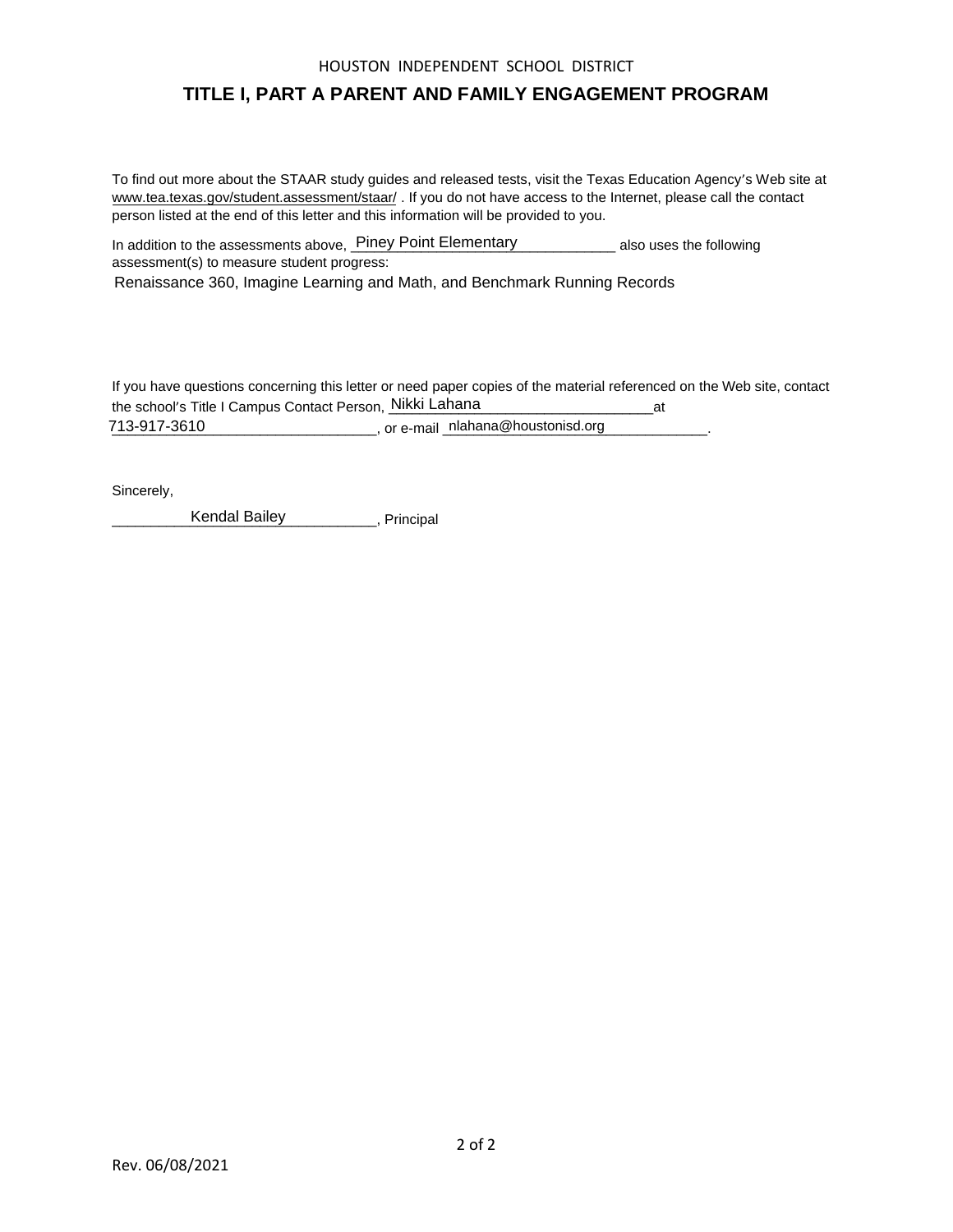HOUSTON INDEPENDENT SCHOOL DISTRICT

## TITLE I, PART A PARENT AND FAMILY ENGAGEMENT PROGRAM

To find out more about the STAAR study guides and released tests, visit the Texas Education Agency's Web site at www.tea.texas.gov/student.assessment/staar/ . If you do not have access to the Internet, please call the contact person listed at the end of this letter and this information will be provided to you.

In addition to the assessments above, Piney Point Elementary also uses the following assessment(s) to measure student progress:

Renaissance 360, Imagine Learning and Math, and Benchmark Running Records

If you have questions concerning this letter or need paper copies of the material referenced on the Web site, contact the school's Title I Campus Contact Person, Nikki Lahana at 713-917-3610, or e-mail nlahana@houstonisd.org.

Sincerely,

Kendal Bailey, Principal

Rev. 06/08/2021